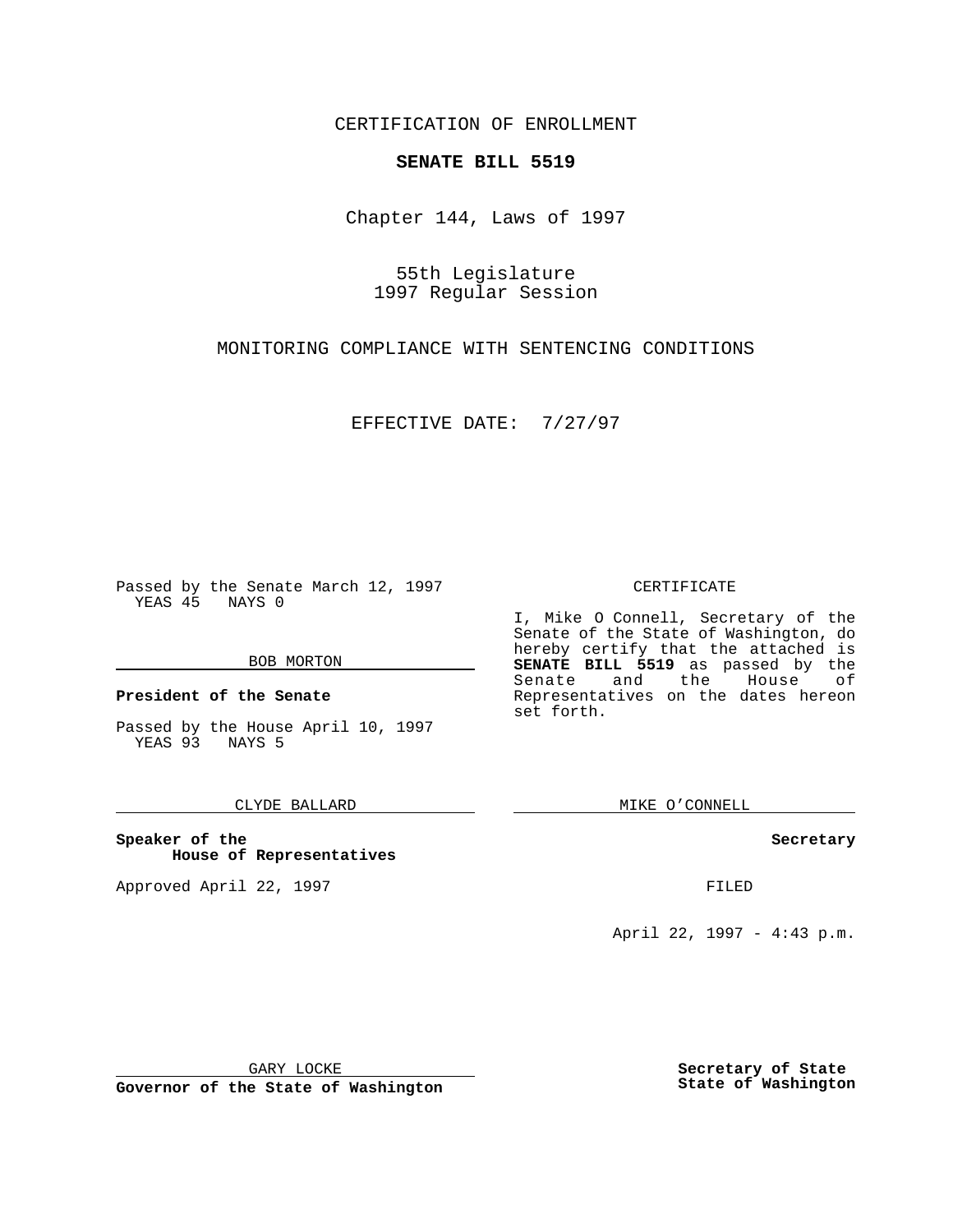CERTIFICATION OF ENROLLMENT

**SENATE BILL 5519**

Chapter 144, Laws of 1997

55th Legislature
1997 Regular Session

MONITORING COMPLIANCE WITH SENTENCING CONDITIONS

EFFECTIVE DATE: 7/27/97

Passed by the Senate March 12, 1997
YEAS 45 NAYS 0

BOB MORTON

**President of the Senate**

Passed by the House April 10, 1997
YEAS 93 NAYS 5

CLYDE BALLARD

**Speaker of the House of Representatives**

Approved April 22, 1997

GARY LOCKE

**Governor of the State of Washington**

CERTIFICATE

I, Mike O Connell, Secretary of the Senate of the State of Washington, do hereby certify that the attached is **SENATE BILL 5519** as passed by the Senate and the House of Representatives on the dates hereon set forth.

MIKE O'CONNELL

**Secretary**

FILED

April 22, 1997 - 4:43 p.m.

**Secretary of State**
**State of Washington**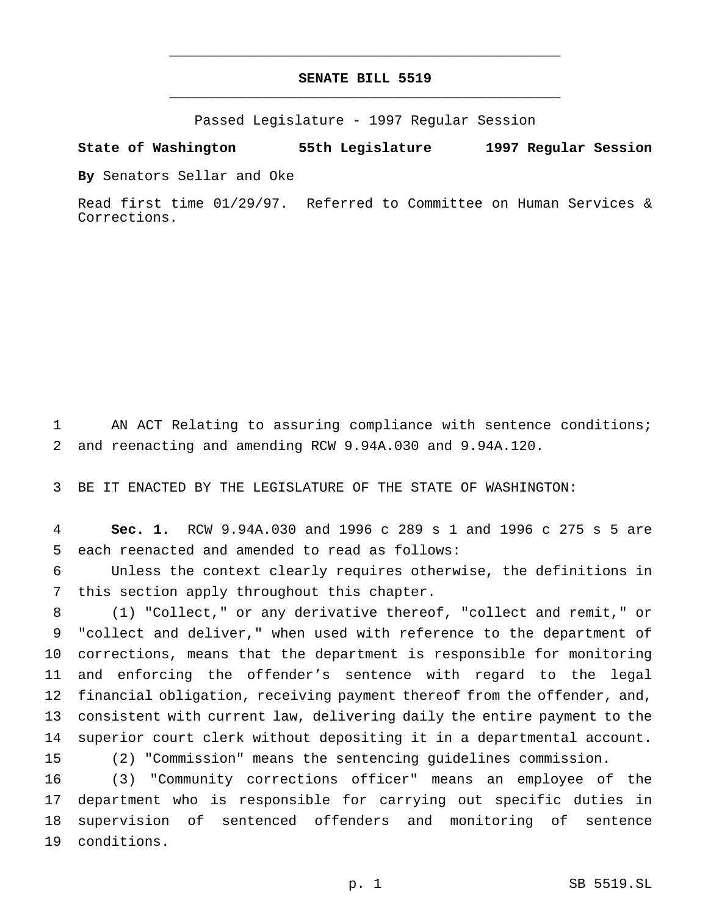# SENATE BILL 5519

Passed Legislature - 1997 Regular Session

**State of Washington 55th Legislature 1997 Regular Session**

**By** Senators Sellar and Oke

Read first time 01/29/97. Referred to Committee on Human Services & Corrections.

AN ACT Relating to assuring compliance with sentence conditions; and reenacting and amending RCW 9.94A.030 and 9.94A.120.

BE IT ENACTED BY THE LEGISLATURE OF THE STATE OF WASHINGTON:

**Sec. 1.** RCW 9.94A.030 and 1996 c 289 s 1 and 1996 c 275 s 5 are each reenacted and amended to read as follows:

Unless the context clearly requires otherwise, the definitions in this section apply throughout this chapter.

(1) "Collect," or any derivative thereof, "collect and remit," or "collect and deliver," when used with reference to the department of corrections, means that the department is responsible for monitoring and enforcing the offender's sentence with regard to the legal financial obligation, receiving payment thereof from the offender, and, consistent with current law, delivering daily the entire payment to the superior court clerk without depositing it in a departmental account.

(2) "Commission" means the sentencing guidelines commission.

(3) "Community corrections officer" means an employee of the department who is responsible for carrying out specific duties in supervision of sentenced offenders and monitoring of sentence conditions.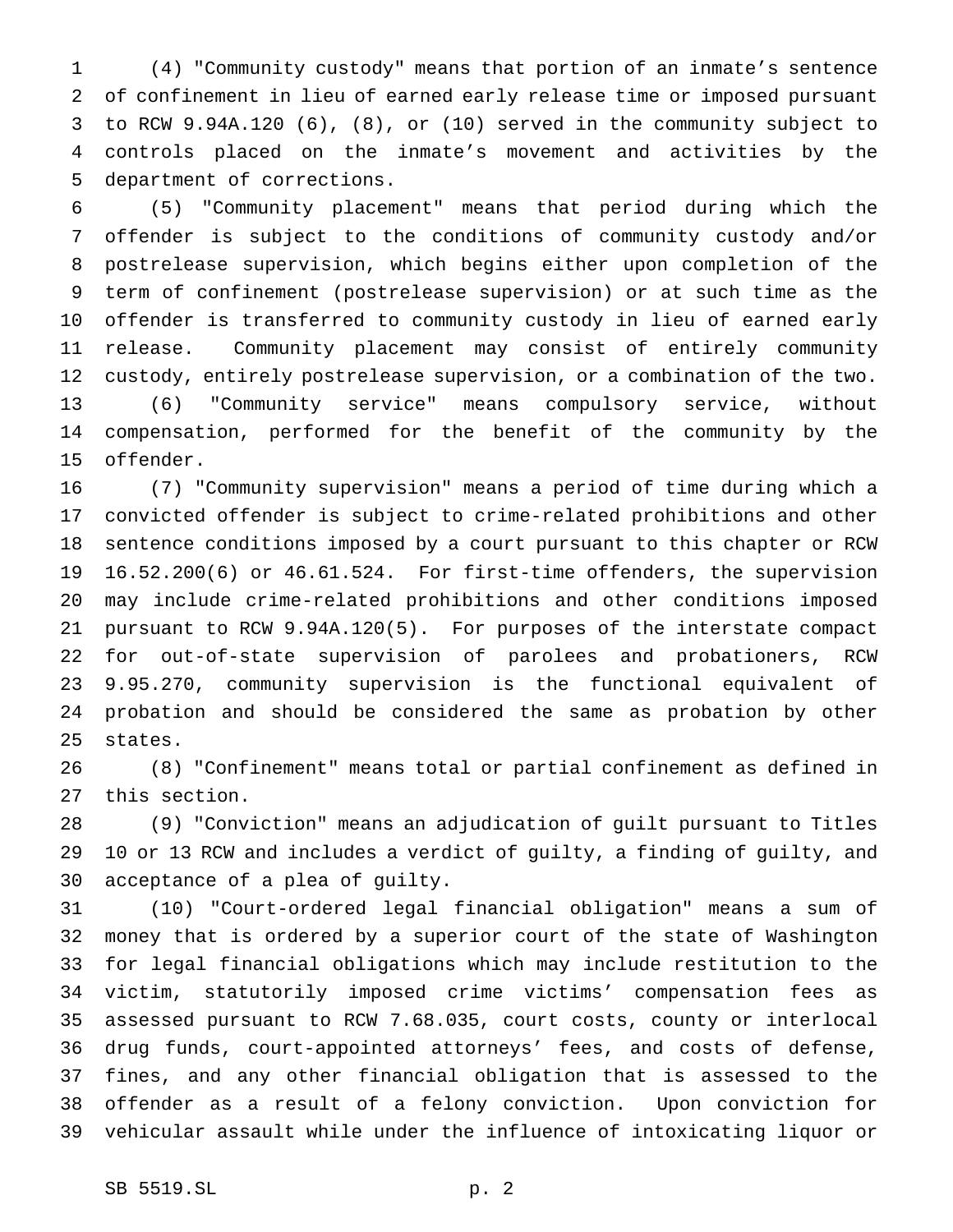(4) "Community custody" means that portion of an inmate's sentence of confinement in lieu of earned early release time or imposed pursuant to RCW 9.94A.120 (6), (8), or (10) served in the community subject to controls placed on the inmate's movement and activities by the department of corrections.

(5) "Community placement" means that period during which the offender is subject to the conditions of community custody and/or postrelease supervision, which begins either upon completion of the term of confinement (postrelease supervision) or at such time as the offender is transferred to community custody in lieu of earned early release. Community placement may consist of entirely community custody, entirely postrelease supervision, or a combination of the two.

(6) "Community service" means compulsory service, without compensation, performed for the benefit of the community by the offender.

(7) "Community supervision" means a period of time during which a convicted offender is subject to crime-related prohibitions and other sentence conditions imposed by a court pursuant to this chapter or RCW 16.52.200(6) or 46.61.524. For first-time offenders, the supervision may include crime-related prohibitions and other conditions imposed pursuant to RCW 9.94A.120(5). For purposes of the interstate compact for out-of-state supervision of parolees and probationers, RCW 9.95.270, community supervision is the functional equivalent of probation and should be considered the same as probation by other states.

(8) "Confinement" means total or partial confinement as defined in this section.

(9) "Conviction" means an adjudication of guilt pursuant to Titles 10 or 13 RCW and includes a verdict of guilty, a finding of guilty, and acceptance of a plea of guilty.

(10) "Court-ordered legal financial obligation" means a sum of money that is ordered by a superior court of the state of Washington for legal financial obligations which may include restitution to the victim, statutorily imposed crime victims' compensation fees as assessed pursuant to RCW 7.68.035, court costs, county or interlocal drug funds, court-appointed attorneys' fees, and costs of defense, fines, and any other financial obligation that is assessed to the offender as a result of a felony conviction. Upon conviction for vehicular assault while under the influence of intoxicating liquor or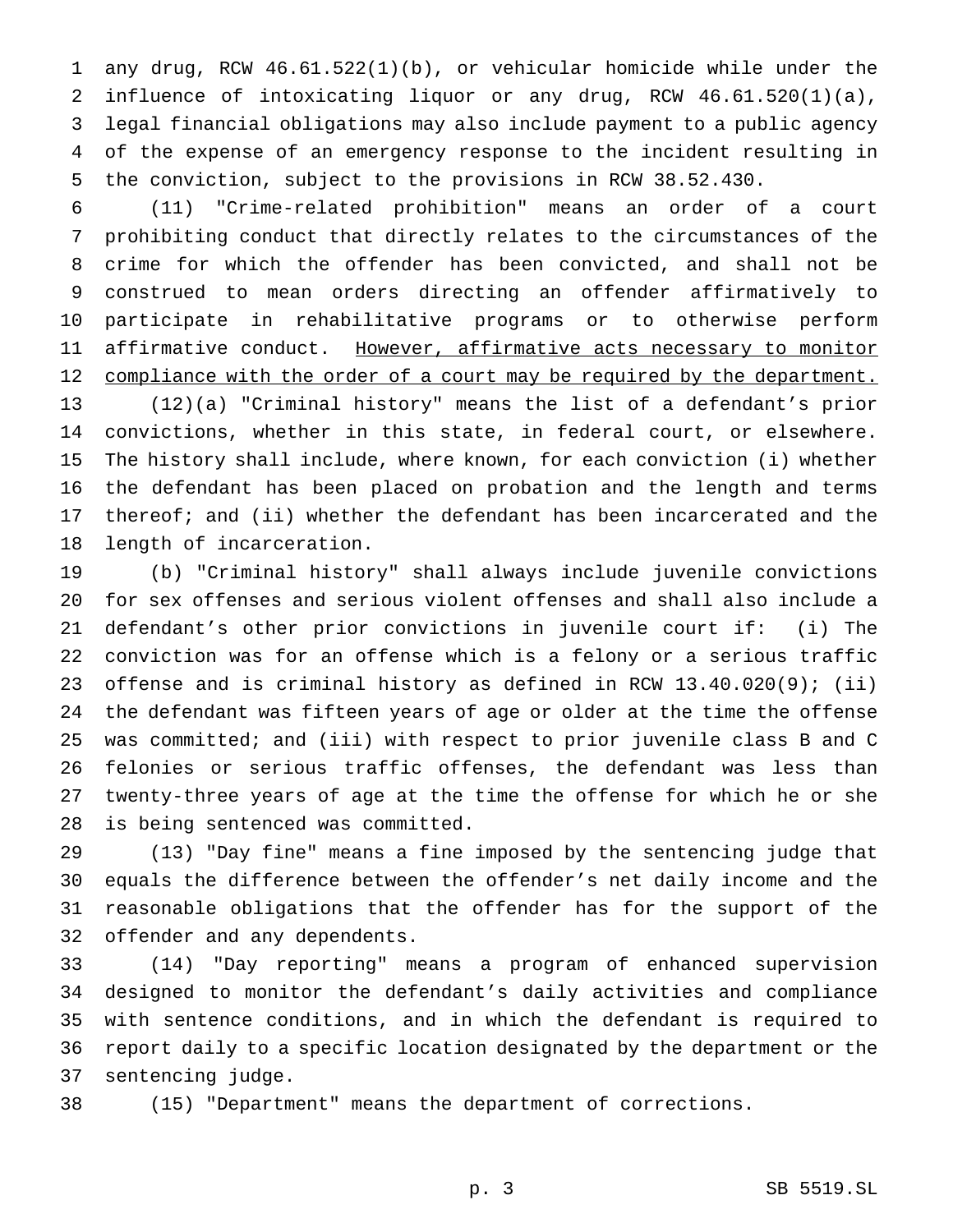any drug, RCW 46.61.522(1)(b), or vehicular homicide while under the influence of intoxicating liquor or any drug, RCW 46.61.520(1)(a), legal financial obligations may also include payment to a public agency of the expense of an emergency response to the incident resulting in the conviction, subject to the provisions in RCW 38.52.430.

(11) "Crime-related prohibition" means an order of a court prohibiting conduct that directly relates to the circumstances of the crime for which the offender has been convicted, and shall not be construed to mean orders directing an offender affirmatively to participate in rehabilitative programs or to otherwise perform affirmative conduct. <u>However, affirmative acts necessary to monitor compliance with the order of a court may be required by the department.</u>

(12)(a) "Criminal history" means the list of a defendant's prior convictions, whether in this state, in federal court, or elsewhere. The history shall include, where known, for each conviction (i) whether the defendant has been placed on probation and the length and terms thereof; and (ii) whether the defendant has been incarcerated and the length of incarceration.

(b) "Criminal history" shall always include juvenile convictions for sex offenses and serious violent offenses and shall also include a defendant's other prior convictions in juvenile court if: (i) The conviction was for an offense which is a felony or a serious traffic offense and is criminal history as defined in RCW 13.40.020(9); (ii) the defendant was fifteen years of age or older at the time the offense was committed; and (iii) with respect to prior juvenile class B and C felonies or serious traffic offenses, the defendant was less than twenty-three years of age at the time the offense for which he or she is being sentenced was committed.

(13) "Day fine" means a fine imposed by the sentencing judge that equals the difference between the offender's net daily income and the reasonable obligations that the offender has for the support of the offender and any dependents.

(14) "Day reporting" means a program of enhanced supervision designed to monitor the defendant's daily activities and compliance with sentence conditions, and in which the defendant is required to report daily to a specific location designated by the department or the sentencing judge.

(15) "Department" means the department of corrections.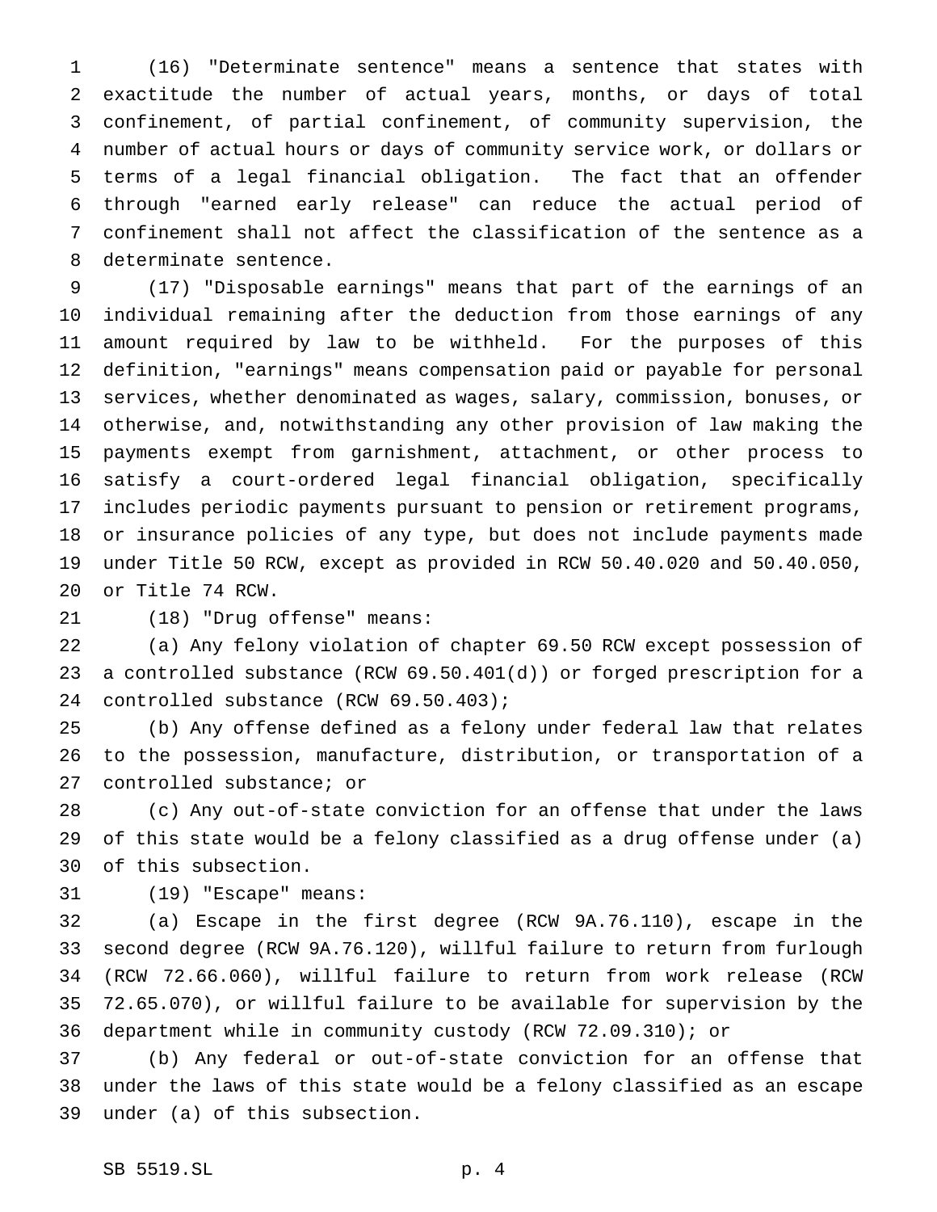(16) "Determinate sentence" means a sentence that states with exactitude the number of actual years, months, or days of total confinement, of partial confinement, of community supervision, the number of actual hours or days of community service work, or dollars or terms of a legal financial obligation. The fact that an offender through "earned early release" can reduce the actual period of confinement shall not affect the classification of the sentence as a determinate sentence.

(17) "Disposable earnings" means that part of the earnings of an individual remaining after the deduction from those earnings of any amount required by law to be withheld. For the purposes of this definition, "earnings" means compensation paid or payable for personal services, whether denominated as wages, salary, commission, bonuses, or otherwise, and, notwithstanding any other provision of law making the payments exempt from garnishment, attachment, or other process to satisfy a court-ordered legal financial obligation, specifically includes periodic payments pursuant to pension or retirement programs, or insurance policies of any type, but does not include payments made under Title 50 RCW, except as provided in RCW 50.40.020 and 50.40.050, or Title 74 RCW.

(18) "Drug offense" means:

(a) Any felony violation of chapter 69.50 RCW except possession of a controlled substance (RCW 69.50.401(d)) or forged prescription for a controlled substance (RCW 69.50.403);

(b) Any offense defined as a felony under federal law that relates to the possession, manufacture, distribution, or transportation of a controlled substance; or

(c) Any out-of-state conviction for an offense that under the laws of this state would be a felony classified as a drug offense under (a) of this subsection.

(19) "Escape" means:

(a) Escape in the first degree (RCW 9A.76.110), escape in the second degree (RCW 9A.76.120), willful failure to return from furlough (RCW 72.66.060), willful failure to return from work release (RCW 72.65.070), or willful failure to be available for supervision by the department while in community custody (RCW 72.09.310); or

(b) Any federal or out-of-state conviction for an offense that under the laws of this state would be a felony classified as an escape under (a) of this subsection.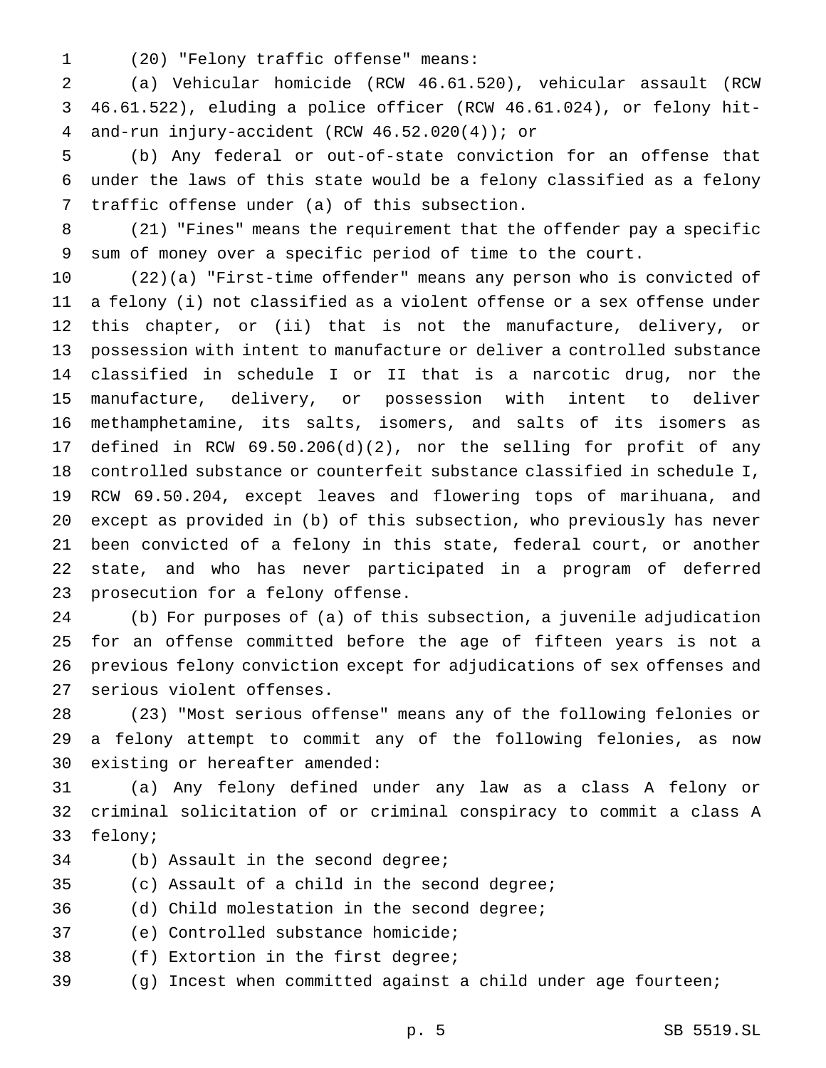(20) "Felony traffic offense" means:

(a) Vehicular homicide (RCW 46.61.520), vehicular assault (RCW 46.61.522), eluding a police officer (RCW 46.61.024), or felony hit-and-run injury-accident (RCW 46.52.020(4)); or

(b) Any federal or out-of-state conviction for an offense that under the laws of this state would be a felony classified as a felony traffic offense under (a) of this subsection.

(21) "Fines" means the requirement that the offender pay a specific sum of money over a specific period of time to the court.

(22)(a) "First-time offender" means any person who is convicted of a felony (i) not classified as a violent offense or a sex offense under this chapter, or (ii) that is not the manufacture, delivery, or possession with intent to manufacture or deliver a controlled substance classified in schedule I or II that is a narcotic drug, nor the manufacture, delivery, or possession with intent to deliver methamphetamine, its salts, isomers, and salts of its isomers as defined in RCW 69.50.206(d)(2), nor the selling for profit of any controlled substance or counterfeit substance classified in schedule I, RCW 69.50.204, except leaves and flowering tops of marihuana, and except as provided in (b) of this subsection, who previously has never been convicted of a felony in this state, federal court, or another state, and who has never participated in a program of deferred prosecution for a felony offense.

(b) For purposes of (a) of this subsection, a juvenile adjudication for an offense committed before the age of fifteen years is not a previous felony conviction except for adjudications of sex offenses and serious violent offenses.

(23) "Most serious offense" means any of the following felonies or a felony attempt to commit any of the following felonies, as now existing or hereafter amended:

(a) Any felony defined under any law as a class A felony or criminal solicitation of or criminal conspiracy to commit a class A felony;

(b) Assault in the second degree;

(c) Assault of a child in the second degree;

(d) Child molestation in the second degree;

(e) Controlled substance homicide;

(f) Extortion in the first degree;

(g) Incest when committed against a child under age fourteen;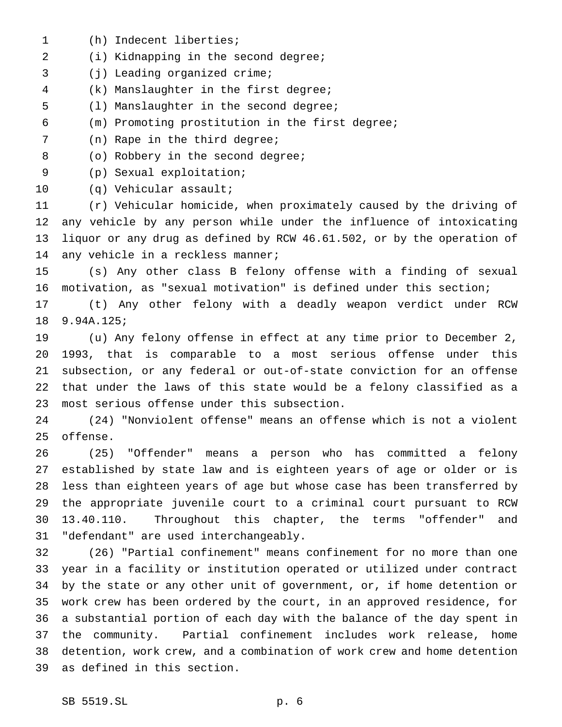(h) Indecent liberties;

(i) Kidnapping in the second degree;

(j) Leading organized crime;

(k) Manslaughter in the first degree;

(l) Manslaughter in the second degree;

(m) Promoting prostitution in the first degree;

(n) Rape in the third degree;

(o) Robbery in the second degree;

(p) Sexual exploitation;

(q) Vehicular assault;

(r) Vehicular homicide, when proximately caused by the driving of any vehicle by any person while under the influence of intoxicating liquor or any drug as defined by RCW 46.61.502, or by the operation of any vehicle in a reckless manner;

(s) Any other class B felony offense with a finding of sexual motivation, as "sexual motivation" is defined under this section;

(t) Any other felony with a deadly weapon verdict under RCW 9.94A.125;

(u) Any felony offense in effect at any time prior to December 2, 1993, that is comparable to a most serious offense under this subsection, or any federal or out-of-state conviction for an offense that under the laws of this state would be a felony classified as a most serious offense under this subsection.

(24) "Nonviolent offense" means an offense which is not a violent offense.

(25) "Offender" means a person who has committed a felony established by state law and is eighteen years of age or older or is less than eighteen years of age but whose case has been transferred by the appropriate juvenile court to a criminal court pursuant to RCW 13.40.110. Throughout this chapter, the terms "offender" and "defendant" are used interchangeably.

(26) "Partial confinement" means confinement for no more than one year in a facility or institution operated or utilized under contract by the state or any other unit of government, or, if home detention or work crew has been ordered by the court, in an approved residence, for a substantial portion of each day with the balance of the day spent in the community. Partial confinement includes work release, home detention, work crew, and a combination of work crew and home detention as defined in this section.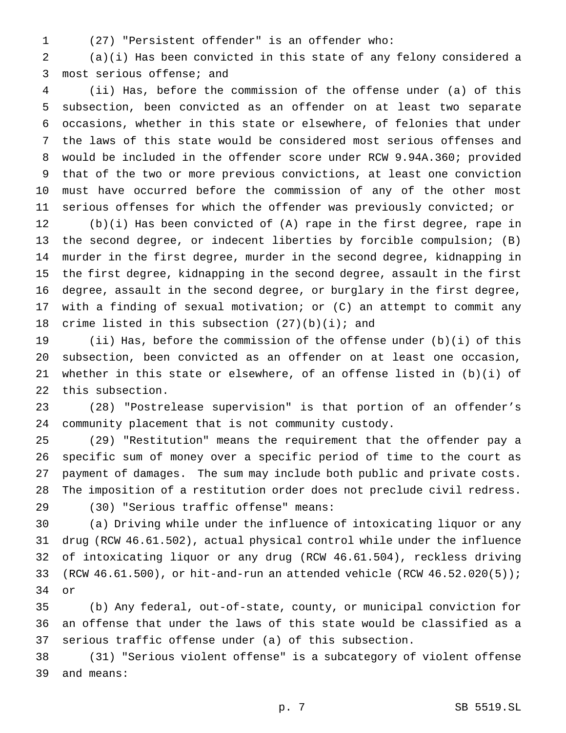(27) "Persistent offender" is an offender who:

(a)(i) Has been convicted in this state of any felony considered a most serious offense; and

(ii) Has, before the commission of the offense under (a) of this subsection, been convicted as an offender on at least two separate occasions, whether in this state or elsewhere, of felonies that under the laws of this state would be considered most serious offenses and would be included in the offender score under RCW 9.94A.360; provided that of the two or more previous convictions, at least one conviction must have occurred before the commission of any of the other most serious offenses for which the offender was previously convicted; or

(b)(i) Has been convicted of (A) rape in the first degree, rape in the second degree, or indecent liberties by forcible compulsion; (B) murder in the first degree, murder in the second degree, kidnapping in the first degree, kidnapping in the second degree, assault in the first degree, assault in the second degree, or burglary in the first degree, with a finding of sexual motivation; or (C) an attempt to commit any crime listed in this subsection (27)(b)(i); and

(ii) Has, before the commission of the offense under (b)(i) of this subsection, been convicted as an offender on at least one occasion, whether in this state or elsewhere, of an offense listed in (b)(i) of this subsection.

(28) "Postrelease supervision" is that portion of an offender's community placement that is not community custody.

(29) "Restitution" means the requirement that the offender pay a specific sum of money over a specific period of time to the court as payment of damages. The sum may include both public and private costs. The imposition of a restitution order does not preclude civil redress.

(30) "Serious traffic offense" means:

(a) Driving while under the influence of intoxicating liquor or any drug (RCW 46.61.502), actual physical control while under the influence of intoxicating liquor or any drug (RCW 46.61.504), reckless driving (RCW 46.61.500), or hit-and-run an attended vehicle (RCW 46.52.020(5)); or

(b) Any federal, out-of-state, county, or municipal conviction for an offense that under the laws of this state would be classified as a serious traffic offense under (a) of this subsection.

(31) "Serious violent offense" is a subcategory of violent offense and means: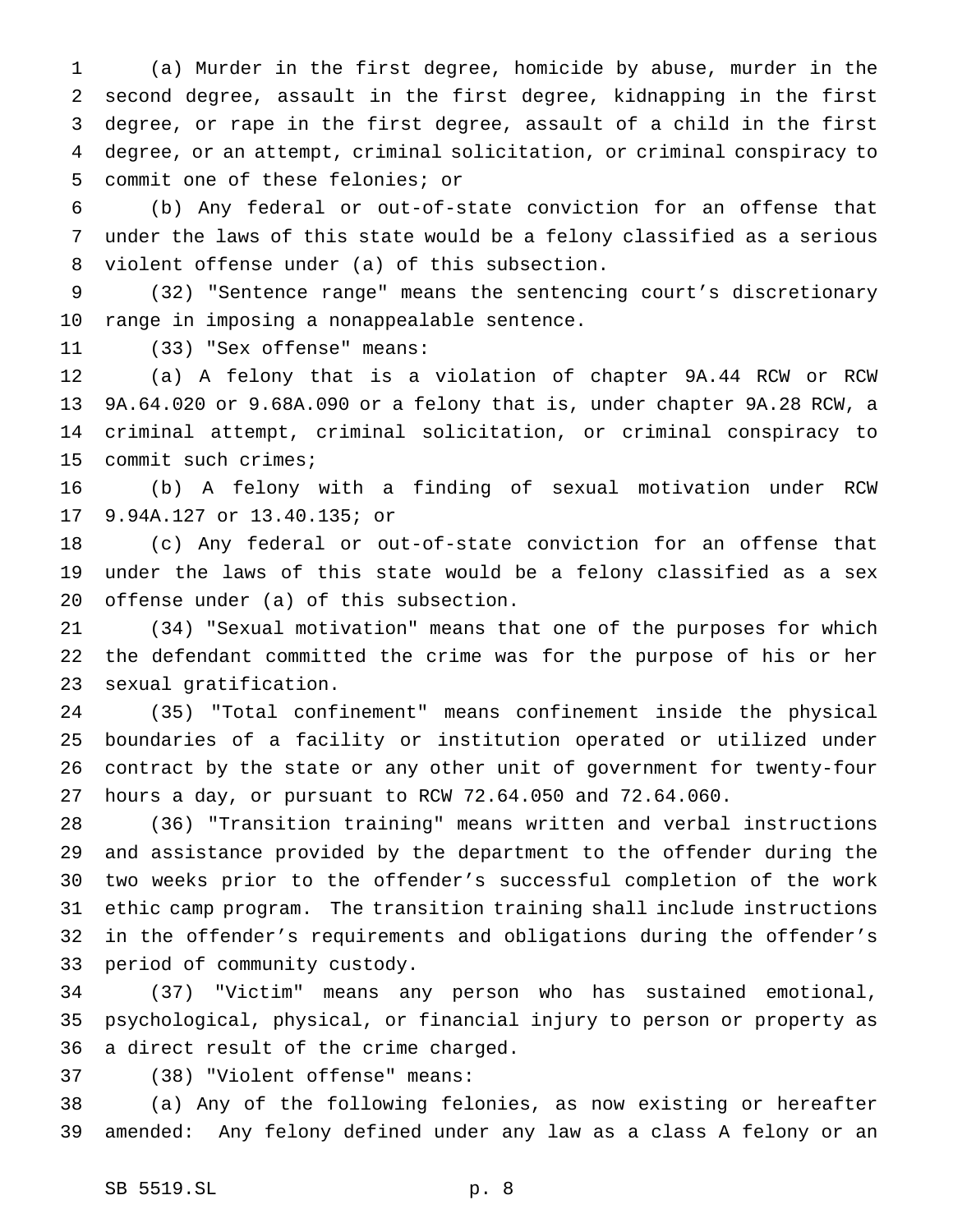(a) Murder in the first degree, homicide by abuse, murder in the second degree, assault in the first degree, kidnapping in the first degree, or rape in the first degree, assault of a child in the first degree, or an attempt, criminal solicitation, or criminal conspiracy to commit one of these felonies; or

(b) Any federal or out-of-state conviction for an offense that under the laws of this state would be a felony classified as a serious violent offense under (a) of this subsection.

(32) "Sentence range" means the sentencing court's discretionary range in imposing a nonappealable sentence.

(33) "Sex offense" means:

(a) A felony that is a violation of chapter 9A.44 RCW or RCW 9A.64.020 or 9.68A.090 or a felony that is, under chapter 9A.28 RCW, a criminal attempt, criminal solicitation, or criminal conspiracy to commit such crimes;

(b) A felony with a finding of sexual motivation under RCW 9.94A.127 or 13.40.135; or

(c) Any federal or out-of-state conviction for an offense that under the laws of this state would be a felony classified as a sex offense under (a) of this subsection.

(34) "Sexual motivation" means that one of the purposes for which the defendant committed the crime was for the purpose of his or her sexual gratification.

(35) "Total confinement" means confinement inside the physical boundaries of a facility or institution operated or utilized under contract by the state or any other unit of government for twenty-four hours a day, or pursuant to RCW 72.64.050 and 72.64.060.

(36) "Transition training" means written and verbal instructions and assistance provided by the department to the offender during the two weeks prior to the offender's successful completion of the work ethic camp program. The transition training shall include instructions in the offender's requirements and obligations during the offender's period of community custody.

(37) "Victim" means any person who has sustained emotional, psychological, physical, or financial injury to person or property as a direct result of the crime charged.

(38) "Violent offense" means:

(a) Any of the following felonies, as now existing or hereafter amended: Any felony defined under any law as a class A felony or an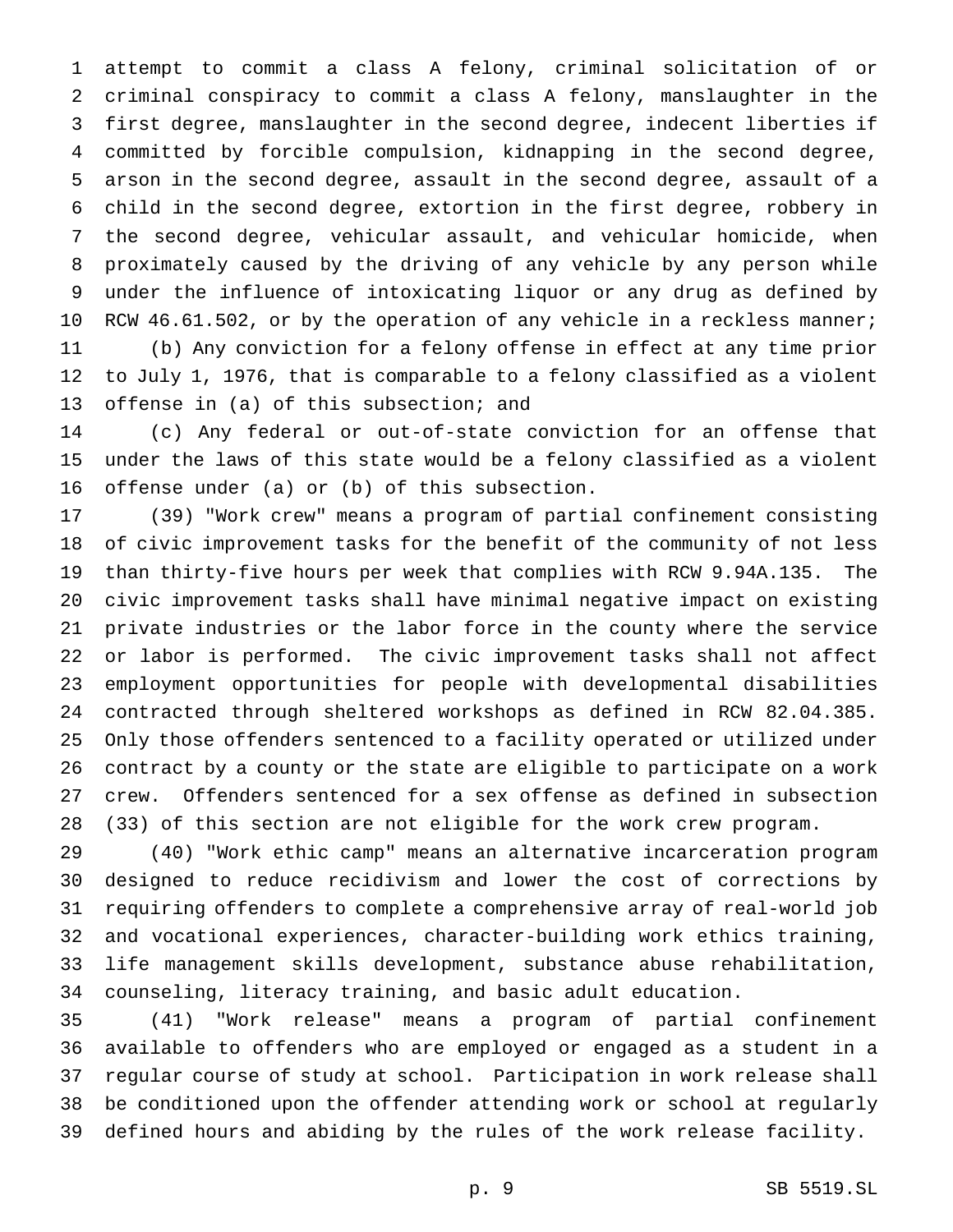attempt to commit a class A felony, criminal solicitation of or criminal conspiracy to commit a class A felony, manslaughter in the first degree, manslaughter in the second degree, indecent liberties if committed by forcible compulsion, kidnapping in the second degree, arson in the second degree, assault in the second degree, assault of a child in the second degree, extortion in the first degree, robbery in the second degree, vehicular assault, and vehicular homicide, when proximately caused by the driving of any vehicle by any person while under the influence of intoxicating liquor or any drug as defined by RCW 46.61.502, or by the operation of any vehicle in a reckless manner;

(b) Any conviction for a felony offense in effect at any time prior to July 1, 1976, that is comparable to a felony classified as a violent offense in (a) of this subsection; and

(c) Any federal or out-of-state conviction for an offense that under the laws of this state would be a felony classified as a violent offense under (a) or (b) of this subsection.

(39) "Work crew" means a program of partial confinement consisting of civic improvement tasks for the benefit of the community of not less than thirty-five hours per week that complies with RCW 9.94A.135. The civic improvement tasks shall have minimal negative impact on existing private industries or the labor force in the county where the service or labor is performed. The civic improvement tasks shall not affect employment opportunities for people with developmental disabilities contracted through sheltered workshops as defined in RCW 82.04.385. Only those offenders sentenced to a facility operated or utilized under contract by a county or the state are eligible to participate on a work crew. Offenders sentenced for a sex offense as defined in subsection (33) of this section are not eligible for the work crew program.

(40) "Work ethic camp" means an alternative incarceration program designed to reduce recidivism and lower the cost of corrections by requiring offenders to complete a comprehensive array of real-world job and vocational experiences, character-building work ethics training, life management skills development, substance abuse rehabilitation, counseling, literacy training, and basic adult education.

(41) "Work release" means a program of partial confinement available to offenders who are employed or engaged as a student in a regular course of study at school. Participation in work release shall be conditioned upon the offender attending work or school at regularly defined hours and abiding by the rules of the work release facility.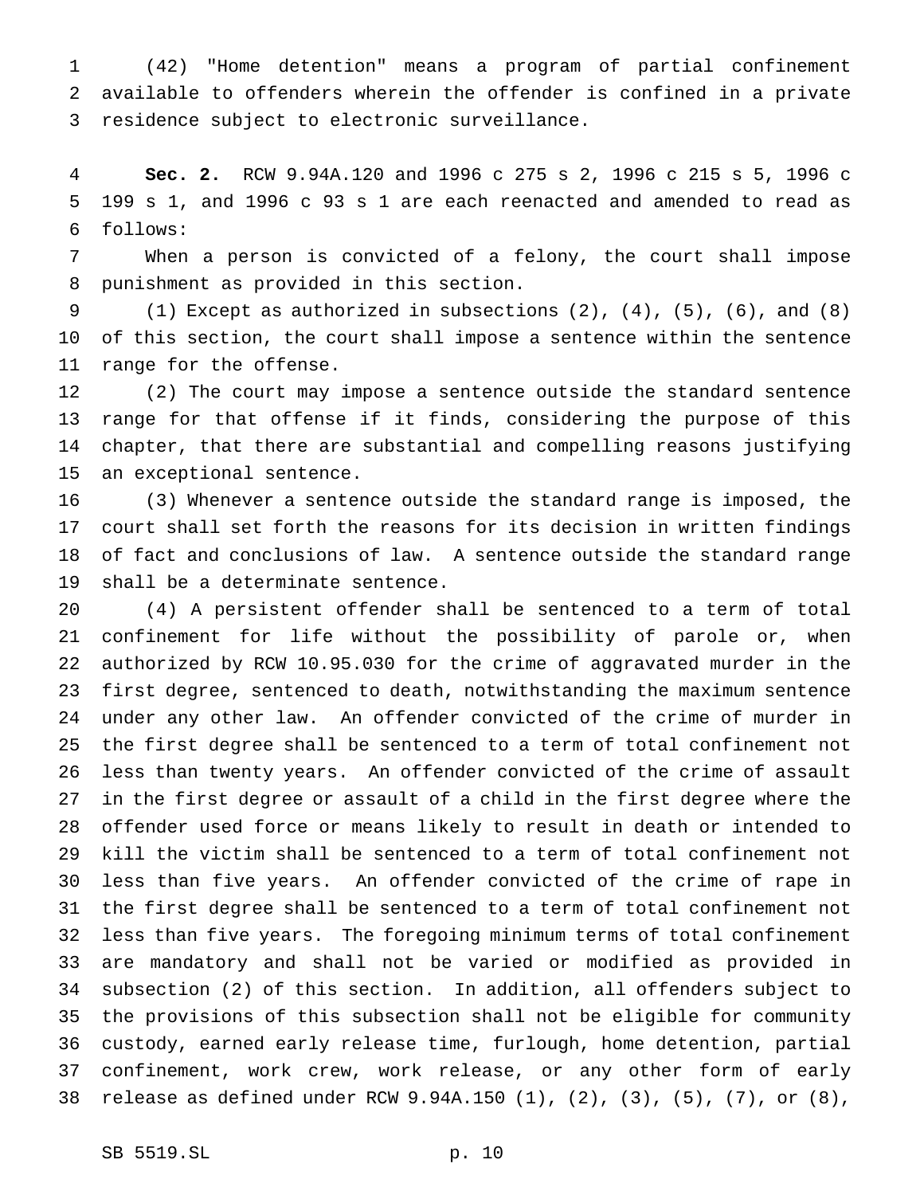(42) "Home detention" means a program of partial confinement available to offenders wherein the offender is confined in a private residence subject to electronic surveillance.

**Sec. 2.** RCW 9.94A.120 and 1996 c 275 s 2, 1996 c 215 s 5, 1996 c 199 s 1, and 1996 c 93 s 1 are each reenacted and amended to read as follows:

When a person is convicted of a felony, the court shall impose punishment as provided in this section.

(1) Except as authorized in subsections (2), (4), (5), (6), and (8) of this section, the court shall impose a sentence within the sentence range for the offense.

(2) The court may impose a sentence outside the standard sentence range for that offense if it finds, considering the purpose of this chapter, that there are substantial and compelling reasons justifying an exceptional sentence.

(3) Whenever a sentence outside the standard range is imposed, the court shall set forth the reasons for its decision in written findings of fact and conclusions of law. A sentence outside the standard range shall be a determinate sentence.

(4) A persistent offender shall be sentenced to a term of total confinement for life without the possibility of parole or, when authorized by RCW 10.95.030 for the crime of aggravated murder in the first degree, sentenced to death, notwithstanding the maximum sentence under any other law. An offender convicted of the crime of murder in the first degree shall be sentenced to a term of total confinement not less than twenty years. An offender convicted of the crime of assault in the first degree or assault of a child in the first degree where the offender used force or means likely to result in death or intended to kill the victim shall be sentenced to a term of total confinement not less than five years. An offender convicted of the crime of rape in the first degree shall be sentenced to a term of total confinement not less than five years. The foregoing minimum terms of total confinement are mandatory and shall not be varied or modified as provided in subsection (2) of this section. In addition, all offenders subject to the provisions of this subsection shall not be eligible for community custody, earned early release time, furlough, home detention, partial confinement, work crew, work release, or any other form of early release as defined under RCW 9.94A.150 (1), (2), (3), (5), (7), or (8),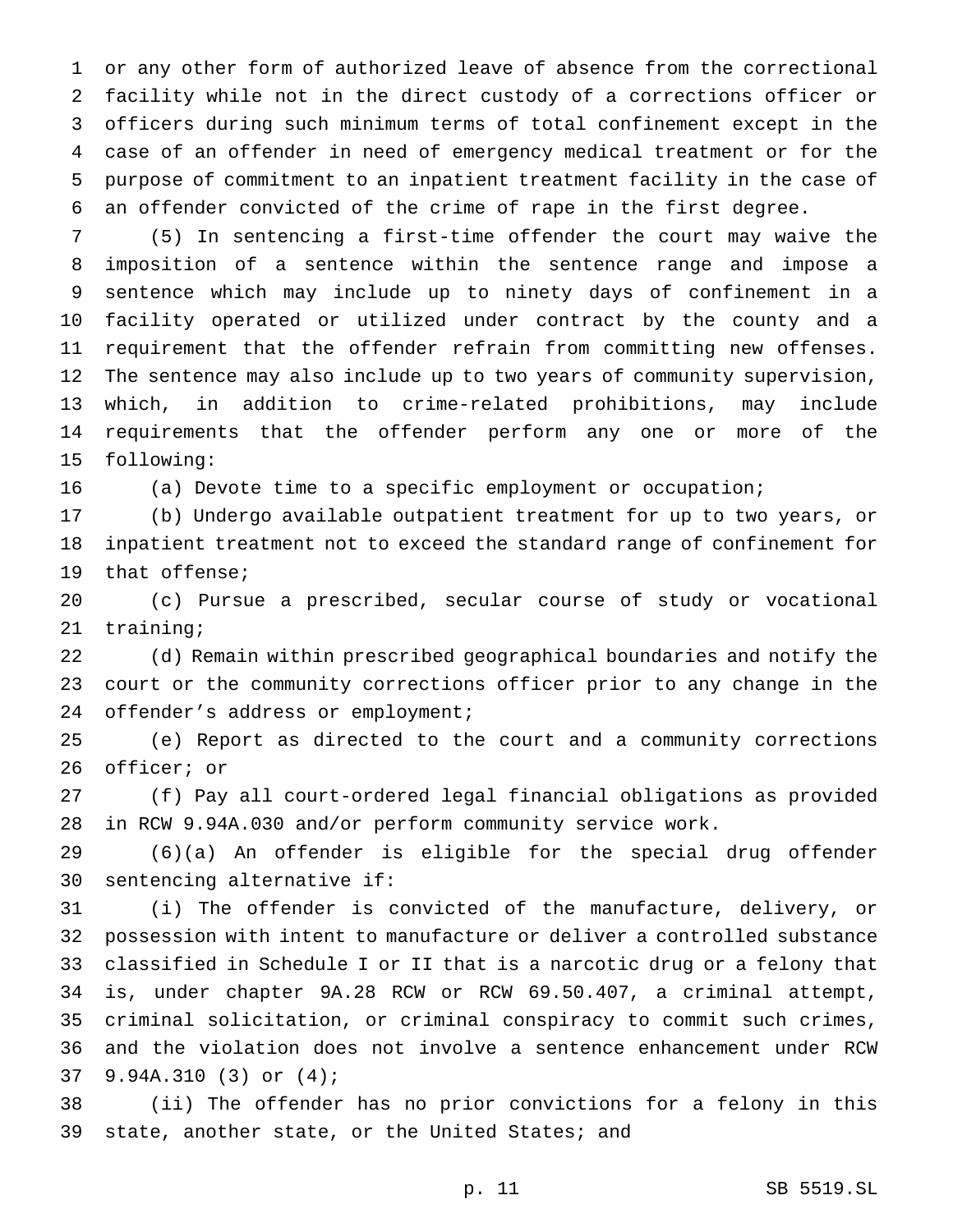or any other form of authorized leave of absence from the correctional facility while not in the direct custody of a corrections officer or officers during such minimum terms of total confinement except in the case of an offender in need of emergency medical treatment or for the purpose of commitment to an inpatient treatment facility in the case of an offender convicted of the crime of rape in the first degree.

(5) In sentencing a first-time offender the court may waive the imposition of a sentence within the sentence range and impose a sentence which may include up to ninety days of confinement in a facility operated or utilized under contract by the county and a requirement that the offender refrain from committing new offenses. The sentence may also include up to two years of community supervision, which, in addition to crime-related prohibitions, may include requirements that the offender perform any one or more of the following:

(a) Devote time to a specific employment or occupation;

(b) Undergo available outpatient treatment for up to two years, or inpatient treatment not to exceed the standard range of confinement for that offense;

(c) Pursue a prescribed, secular course of study or vocational training;

(d) Remain within prescribed geographical boundaries and notify the court or the community corrections officer prior to any change in the offender's address or employment;

(e) Report as directed to the court and a community corrections officer; or

(f) Pay all court-ordered legal financial obligations as provided in RCW 9.94A.030 and/or perform community service work.

(6)(a) An offender is eligible for the special drug offender sentencing alternative if:

(i) The offender is convicted of the manufacture, delivery, or possession with intent to manufacture or deliver a controlled substance classified in Schedule I or II that is a narcotic drug or a felony that is, under chapter 9A.28 RCW or RCW 69.50.407, a criminal attempt, criminal solicitation, or criminal conspiracy to commit such crimes, and the violation does not involve a sentence enhancement under RCW 9.94A.310 (3) or (4);

(ii) The offender has no prior convictions for a felony in this state, another state, or the United States; and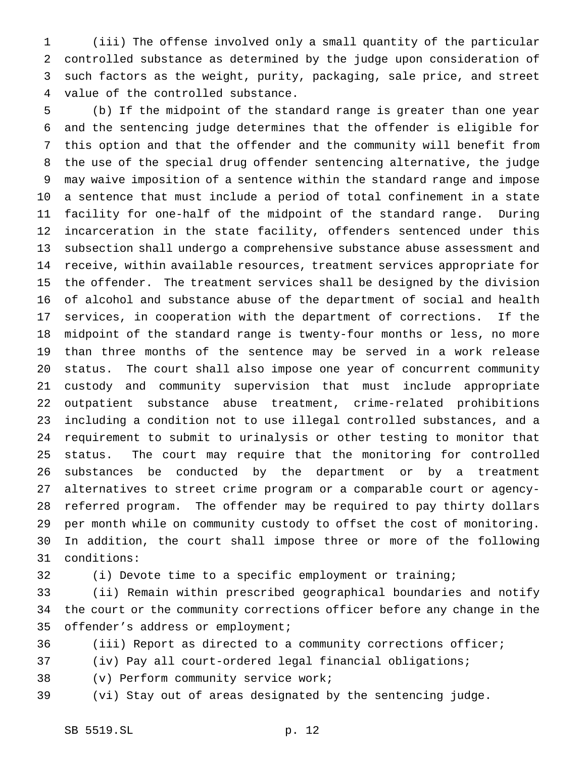(iii) The offense involved only a small quantity of the particular controlled substance as determined by the judge upon consideration of such factors as the weight, purity, packaging, sale price, and street value of the controlled substance.

(b) If the midpoint of the standard range is greater than one year and the sentencing judge determines that the offender is eligible for this option and that the offender and the community will benefit from the use of the special drug offender sentencing alternative, the judge may waive imposition of a sentence within the standard range and impose a sentence that must include a period of total confinement in a state facility for one-half of the midpoint of the standard range. During incarceration in the state facility, offenders sentenced under this subsection shall undergo a comprehensive substance abuse assessment and receive, within available resources, treatment services appropriate for the offender. The treatment services shall be designed by the division of alcohol and substance abuse of the department of social and health services, in cooperation with the department of corrections. If the midpoint of the standard range is twenty-four months or less, no more than three months of the sentence may be served in a work release status. The court shall also impose one year of concurrent community custody and community supervision that must include appropriate outpatient substance abuse treatment, crime-related prohibitions including a condition not to use illegal controlled substances, and a requirement to submit to urinalysis or other testing to monitor that status. The court may require that the monitoring for controlled substances be conducted by the department or by a treatment alternatives to street crime program or a comparable court or agency-referred program. The offender may be required to pay thirty dollars per month while on community custody to offset the cost of monitoring. In addition, the court shall impose three or more of the following conditions:

(i) Devote time to a specific employment or training;

(ii) Remain within prescribed geographical boundaries and notify the court or the community corrections officer before any change in the offender's address or employment;

(iii) Report as directed to a community corrections officer;

(iv) Pay all court-ordered legal financial obligations;

(v) Perform community service work;

(vi) Stay out of areas designated by the sentencing judge.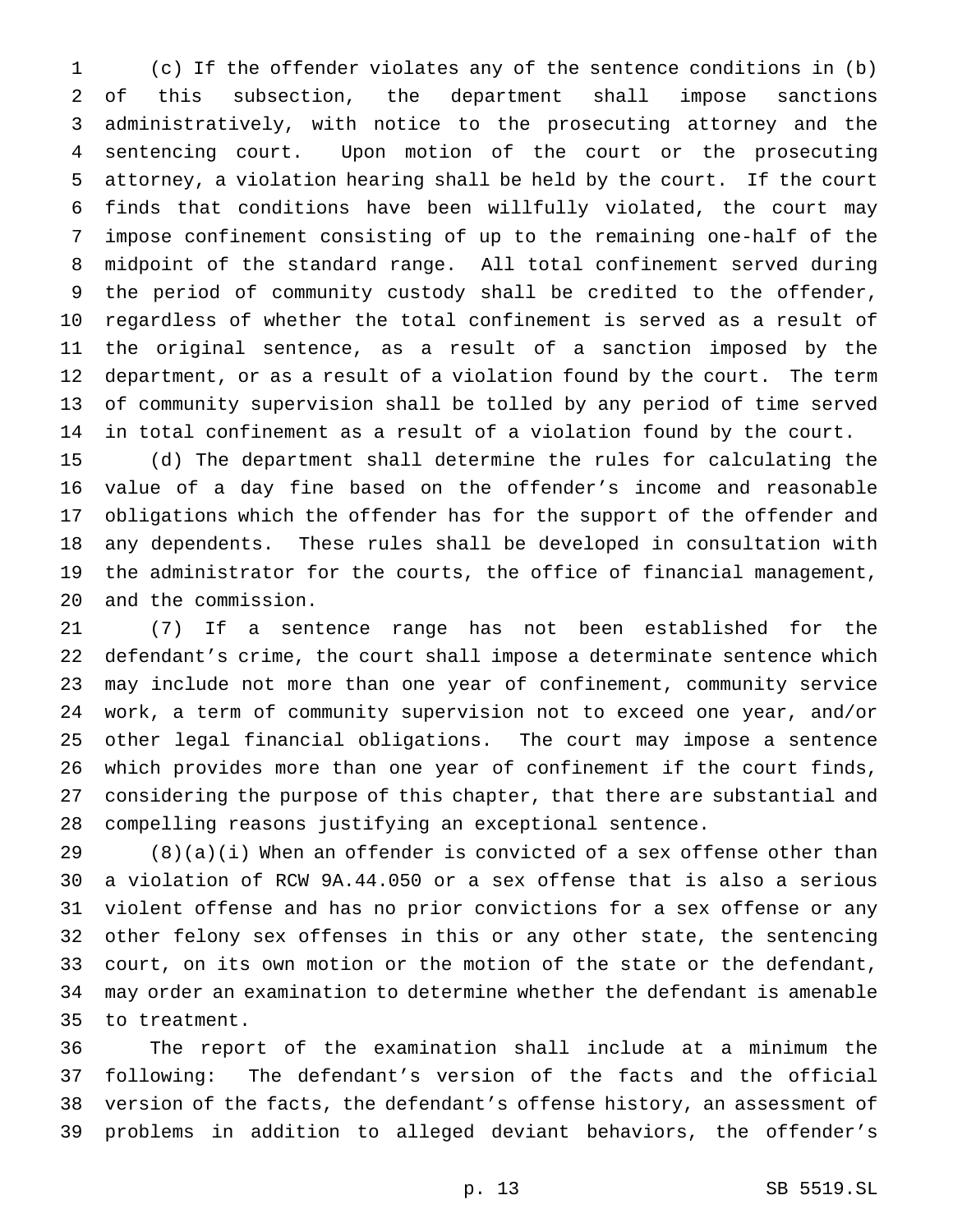(c) If the offender violates any of the sentence conditions in (b) of this subsection, the department shall impose sanctions administratively, with notice to the prosecuting attorney and the sentencing court. Upon motion of the court or the prosecuting attorney, a violation hearing shall be held by the court. If the court finds that conditions have been willfully violated, the court may impose confinement consisting of up to the remaining one-half of the midpoint of the standard range. All total confinement served during the period of community custody shall be credited to the offender, regardless of whether the total confinement is served as a result of the original sentence, as a result of a sanction imposed by the department, or as a result of a violation found by the court. The term of community supervision shall be tolled by any period of time served in total confinement as a result of a violation found by the court.

(d) The department shall determine the rules for calculating the value of a day fine based on the offender's income and reasonable obligations which the offender has for the support of the offender and any dependents. These rules shall be developed in consultation with the administrator for the courts, the office of financial management, and the commission.

(7) If a sentence range has not been established for the defendant's crime, the court shall impose a determinate sentence which may include not more than one year of confinement, community service work, a term of community supervision not to exceed one year, and/or other legal financial obligations. The court may impose a sentence which provides more than one year of confinement if the court finds, considering the purpose of this chapter, that there are substantial and compelling reasons justifying an exceptional sentence.

(8)(a)(i) When an offender is convicted of a sex offense other than a violation of RCW 9A.44.050 or a sex offense that is also a serious violent offense and has no prior convictions for a sex offense or any other felony sex offenses in this or any other state, the sentencing court, on its own motion or the motion of the state or the defendant, may order an examination to determine whether the defendant is amenable to treatment.

The report of the examination shall include at a minimum the following: The defendant's version of the facts and the official version of the facts, the defendant's offense history, an assessment of problems in addition to alleged deviant behaviors, the offender's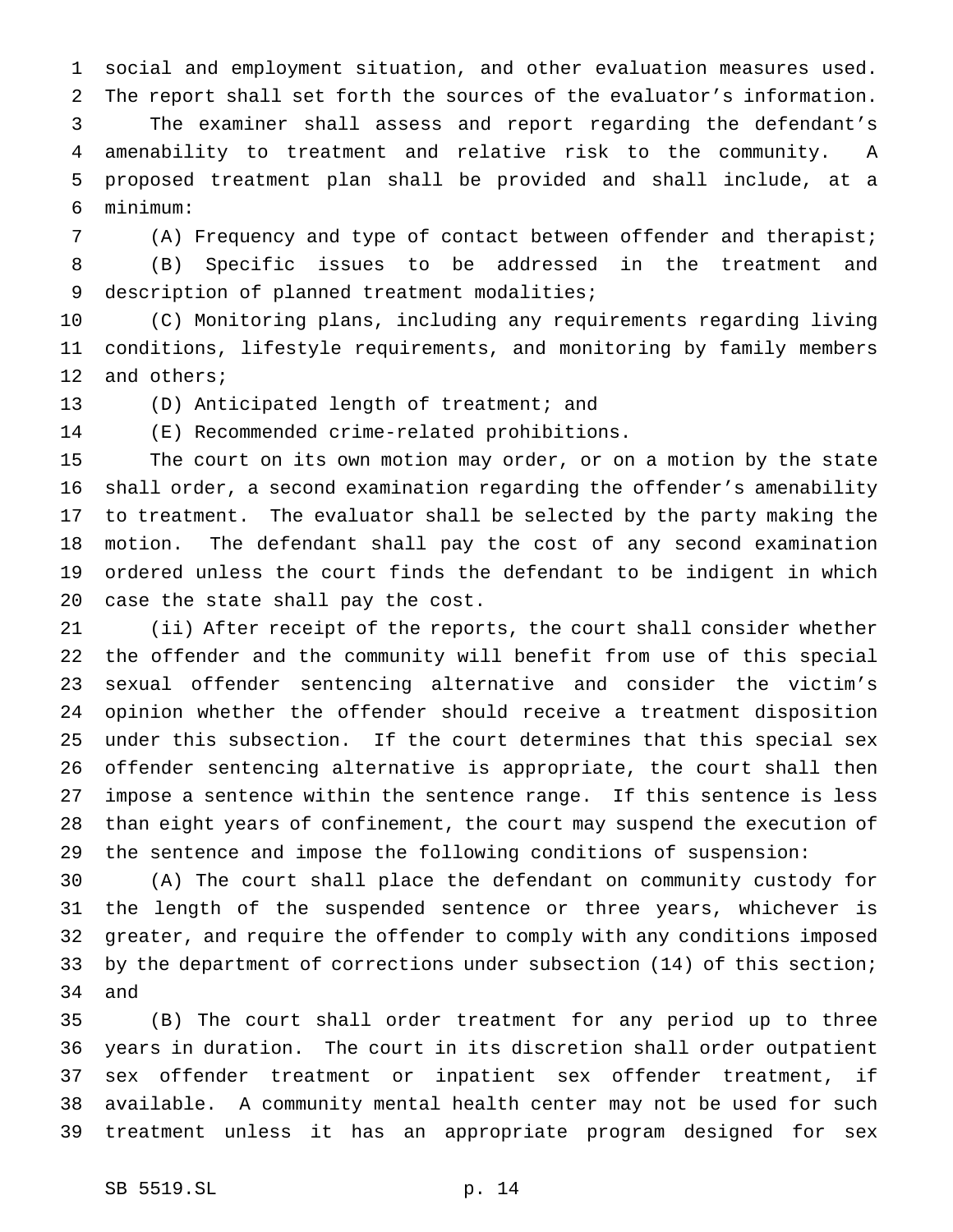social and employment situation, and other evaluation measures used. The report shall set forth the sources of the evaluator's information.

The examiner shall assess and report regarding the defendant's amenability to treatment and relative risk to the community. A proposed treatment plan shall be provided and shall include, at a minimum:

(A) Frequency and type of contact between offender and therapist;

(B) Specific issues to be addressed in the treatment and description of planned treatment modalities;

(C) Monitoring plans, including any requirements regarding living conditions, lifestyle requirements, and monitoring by family members and others;

(D) Anticipated length of treatment; and

(E) Recommended crime-related prohibitions.

The court on its own motion may order, or on a motion by the state shall order, a second examination regarding the offender's amenability to treatment. The evaluator shall be selected by the party making the motion. The defendant shall pay the cost of any second examination ordered unless the court finds the defendant to be indigent in which case the state shall pay the cost.

(ii) After receipt of the reports, the court shall consider whether the offender and the community will benefit from use of this special sexual offender sentencing alternative and consider the victim's opinion whether the offender should receive a treatment disposition under this subsection. If the court determines that this special sex offender sentencing alternative is appropriate, the court shall then impose a sentence within the sentence range. If this sentence is less than eight years of confinement, the court may suspend the execution of the sentence and impose the following conditions of suspension:

(A) The court shall place the defendant on community custody for the length of the suspended sentence or three years, whichever is greater, and require the offender to comply with any conditions imposed by the department of corrections under subsection (14) of this section; and

(B) The court shall order treatment for any period up to three years in duration. The court in its discretion shall order outpatient sex offender treatment or inpatient sex offender treatment, if available. A community mental health center may not be used for such treatment unless it has an appropriate program designed for sex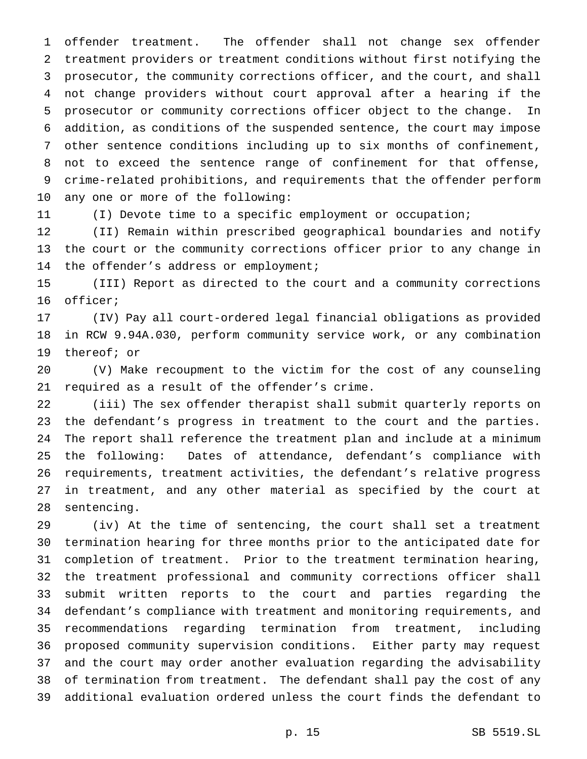offender treatment. The offender shall not change sex offender treatment providers or treatment conditions without first notifying the prosecutor, the community corrections officer, and the court, and shall not change providers without court approval after a hearing if the prosecutor or community corrections officer object to the change. In addition, as conditions of the suspended sentence, the court may impose other sentence conditions including up to six months of confinement, not to exceed the sentence range of confinement for that offense, crime-related prohibitions, and requirements that the offender perform any one or more of the following:

(I) Devote time to a specific employment or occupation;

(II) Remain within prescribed geographical boundaries and notify the court or the community corrections officer prior to any change in the offender's address or employment;

(III) Report as directed to the court and a community corrections officer;

(IV) Pay all court-ordered legal financial obligations as provided in RCW 9.94A.030, perform community service work, or any combination thereof; or

(V) Make recoupment to the victim for the cost of any counseling required as a result of the offender's crime.

(iii) The sex offender therapist shall submit quarterly reports on the defendant's progress in treatment to the court and the parties. The report shall reference the treatment plan and include at a minimum the following: Dates of attendance, defendant's compliance with requirements, treatment activities, the defendant's relative progress in treatment, and any other material as specified by the court at sentencing.

(iv) At the time of sentencing, the court shall set a treatment termination hearing for three months prior to the anticipated date for completion of treatment. Prior to the treatment termination hearing, the treatment professional and community corrections officer shall submit written reports to the court and parties regarding the defendant's compliance with treatment and monitoring requirements, and recommendations regarding termination from treatment, including proposed community supervision conditions. Either party may request and the court may order another evaluation regarding the advisability of termination from treatment. The defendant shall pay the cost of any additional evaluation ordered unless the court finds the defendant to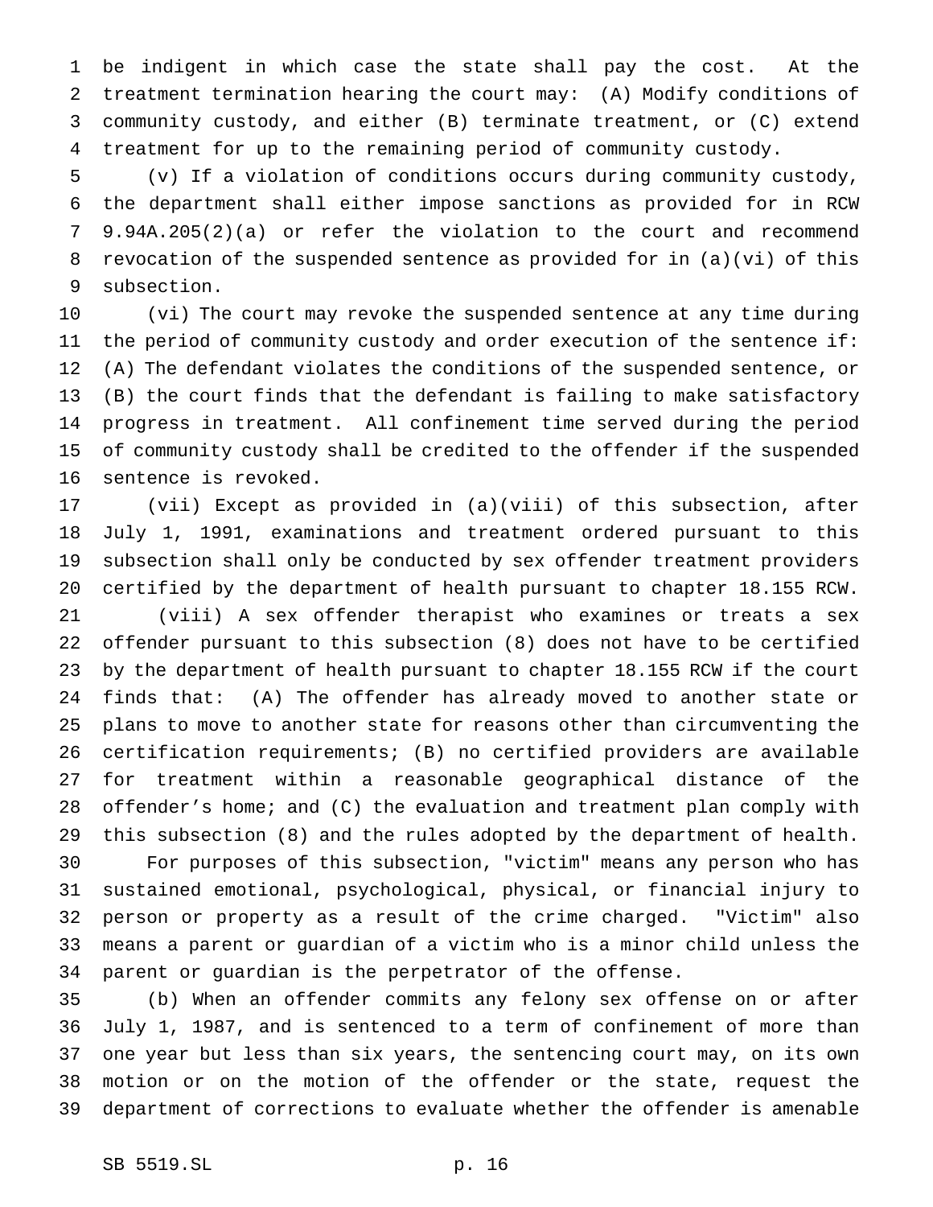be indigent in which case the state shall pay the cost. At the treatment termination hearing the court may: (A) Modify conditions of community custody, and either (B) terminate treatment, or (C) extend treatment for up to the remaining period of community custody.

(v) If a violation of conditions occurs during community custody, the department shall either impose sanctions as provided for in RCW 9.94A.205(2)(a) or refer the violation to the court and recommend revocation of the suspended sentence as provided for in (a)(vi) of this subsection.

(vi) The court may revoke the suspended sentence at any time during the period of community custody and order execution of the sentence if: (A) The defendant violates the conditions of the suspended sentence, or (B) the court finds that the defendant is failing to make satisfactory progress in treatment. All confinement time served during the period of community custody shall be credited to the offender if the suspended sentence is revoked.

(vii) Except as provided in (a)(viii) of this subsection, after July 1, 1991, examinations and treatment ordered pursuant to this subsection shall only be conducted by sex offender treatment providers certified by the department of health pursuant to chapter 18.155 RCW.

(viii) A sex offender therapist who examines or treats a sex offender pursuant to this subsection (8) does not have to be certified by the department of health pursuant to chapter 18.155 RCW if the court finds that: (A) The offender has already moved to another state or plans to move to another state for reasons other than circumventing the certification requirements; (B) no certified providers are available for treatment within a reasonable geographical distance of the offender's home; and (C) the evaluation and treatment plan comply with this subsection (8) and the rules adopted by the department of health.

For purposes of this subsection, "victim" means any person who has sustained emotional, psychological, physical, or financial injury to person or property as a result of the crime charged. "Victim" also means a parent or guardian of a victim who is a minor child unless the parent or guardian is the perpetrator of the offense.

(b) When an offender commits any felony sex offense on or after July 1, 1987, and is sentenced to a term of confinement of more than one year but less than six years, the sentencing court may, on its own motion or on the motion of the offender or the state, request the department of corrections to evaluate whether the offender is amenable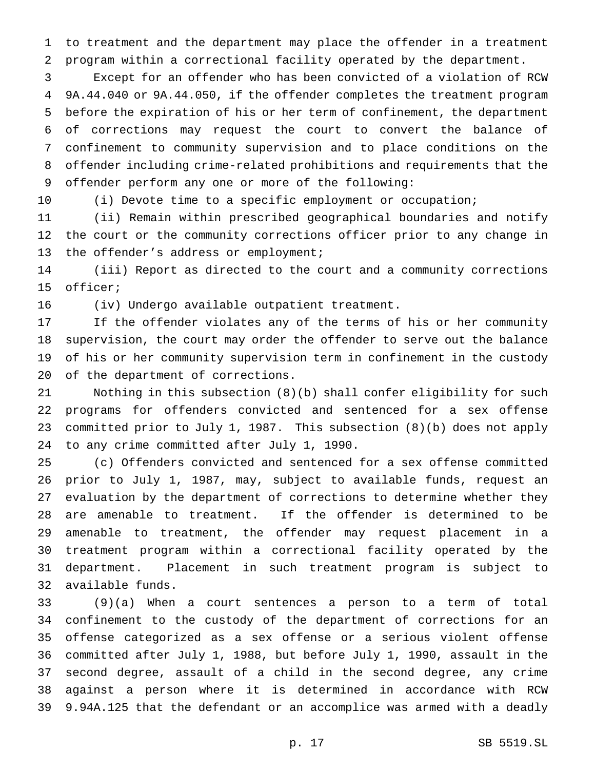to treatment and the department may place the offender in a treatment program within a correctional facility operated by the department.

Except for an offender who has been convicted of a violation of RCW 9A.44.040 or 9A.44.050, if the offender completes the treatment program before the expiration of his or her term of confinement, the department of corrections may request the court to convert the balance of confinement to community supervision and to place conditions on the offender including crime-related prohibitions and requirements that the offender perform any one or more of the following:

(i) Devote time to a specific employment or occupation;

(ii) Remain within prescribed geographical boundaries and notify the court or the community corrections officer prior to any change in the offender's address or employment;

(iii) Report as directed to the court and a community corrections officer;

(iv) Undergo available outpatient treatment.

If the offender violates any of the terms of his or her community supervision, the court may order the offender to serve out the balance of his or her community supervision term in confinement in the custody of the department of corrections.

Nothing in this subsection (8)(b) shall confer eligibility for such programs for offenders convicted and sentenced for a sex offense committed prior to July 1, 1987. This subsection (8)(b) does not apply to any crime committed after July 1, 1990.

(c) Offenders convicted and sentenced for a sex offense committed prior to July 1, 1987, may, subject to available funds, request an evaluation by the department of corrections to determine whether they are amenable to treatment. If the offender is determined to be amenable to treatment, the offender may request placement in a treatment program within a correctional facility operated by the department. Placement in such treatment program is subject to available funds.

(9)(a) When a court sentences a person to a term of total confinement to the custody of the department of corrections for an offense categorized as a sex offense or a serious violent offense committed after July 1, 1988, but before July 1, 1990, assault in the second degree, assault of a child in the second degree, any crime against a person where it is determined in accordance with RCW 9.94A.125 that the defendant or an accomplice was armed with a deadly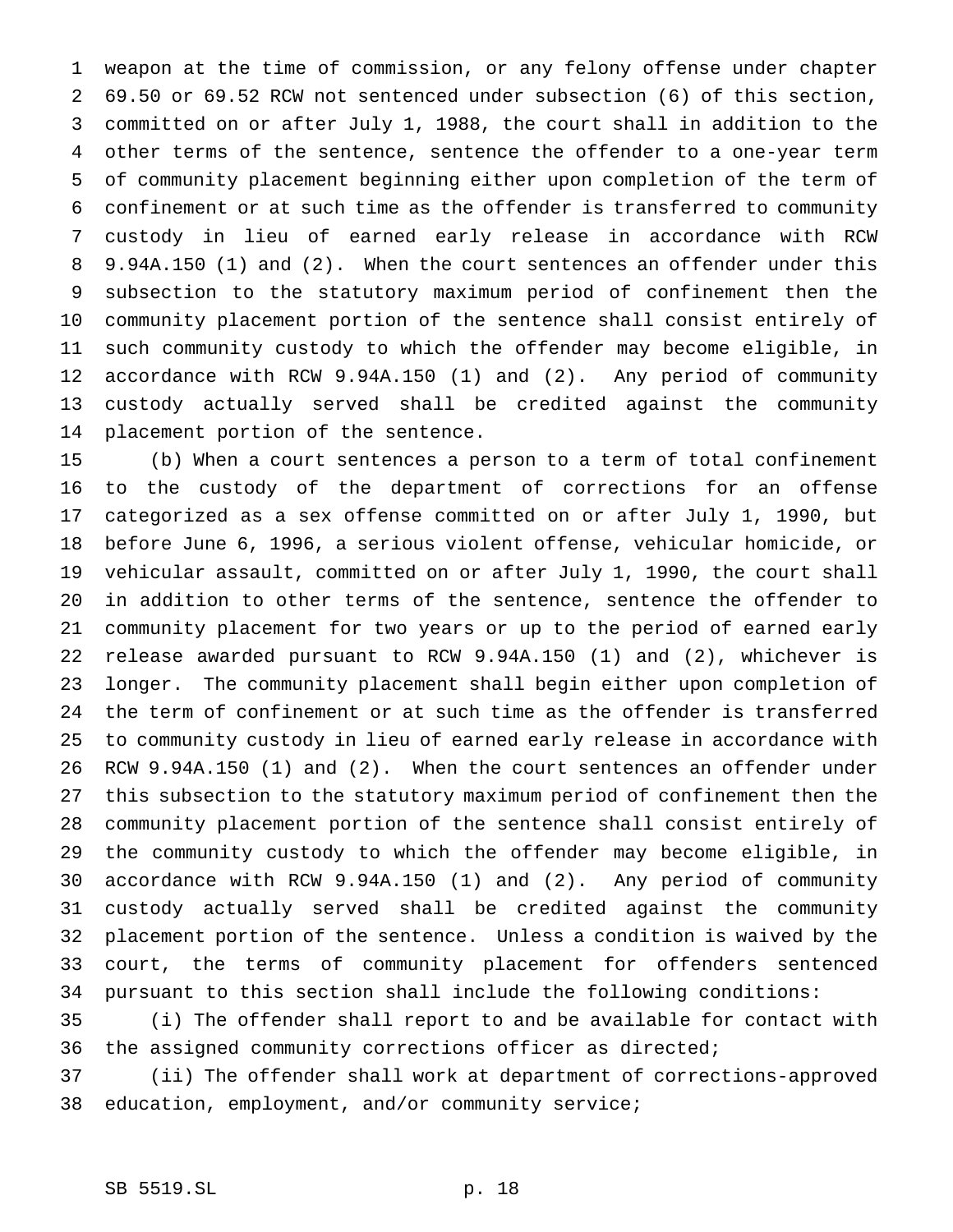weapon at the time of commission, or any felony offense under chapter 69.50 or 69.52 RCW not sentenced under subsection (6) of this section, committed on or after July 1, 1988, the court shall in addition to the other terms of the sentence, sentence the offender to a one-year term of community placement beginning either upon completion of the term of confinement or at such time as the offender is transferred to community custody in lieu of earned early release in accordance with RCW 9.94A.150 (1) and (2). When the court sentences an offender under this subsection to the statutory maximum period of confinement then the community placement portion of the sentence shall consist entirely of such community custody to which the offender may become eligible, in accordance with RCW 9.94A.150 (1) and (2). Any period of community custody actually served shall be credited against the community placement portion of the sentence.

(b) When a court sentences a person to a term of total confinement to the custody of the department of corrections for an offense categorized as a sex offense committed on or after July 1, 1990, but before June 6, 1996, a serious violent offense, vehicular homicide, or vehicular assault, committed on or after July 1, 1990, the court shall in addition to other terms of the sentence, sentence the offender to community placement for two years or up to the period of earned early release awarded pursuant to RCW 9.94A.150 (1) and (2), whichever is longer. The community placement shall begin either upon completion of the term of confinement or at such time as the offender is transferred to community custody in lieu of earned early release in accordance with RCW 9.94A.150 (1) and (2). When the court sentences an offender under this subsection to the statutory maximum period of confinement then the community placement portion of the sentence shall consist entirely of the community custody to which the offender may become eligible, in accordance with RCW 9.94A.150 (1) and (2). Any period of community custody actually served shall be credited against the community placement portion of the sentence. Unless a condition is waived by the court, the terms of community placement for offenders sentenced pursuant to this section shall include the following conditions:

(i) The offender shall report to and be available for contact with the assigned community corrections officer as directed;

(ii) The offender shall work at department of corrections-approved education, employment, and/or community service;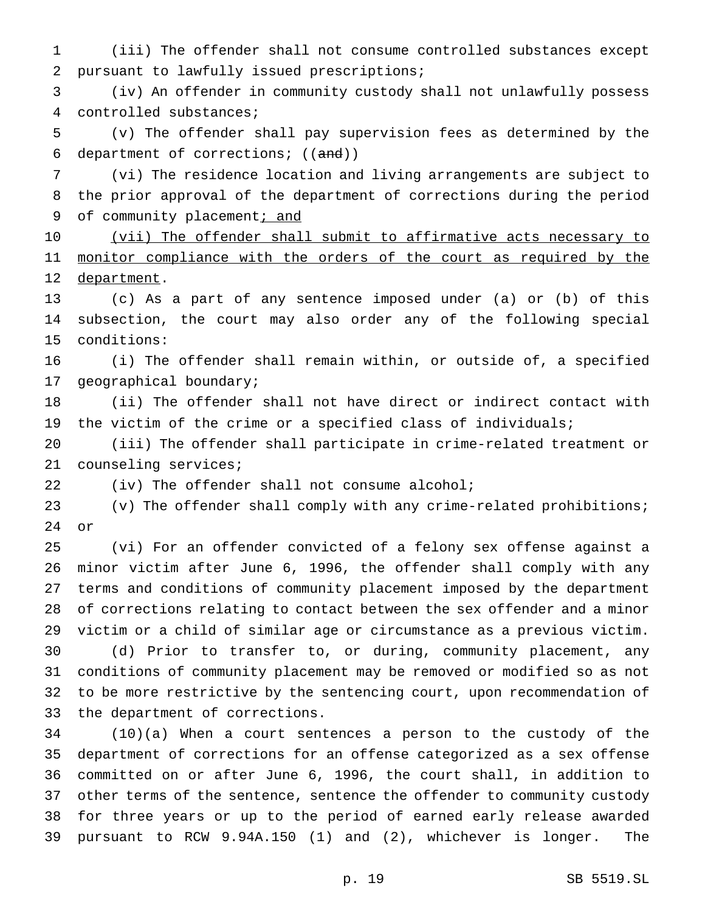(iii) The offender shall not consume controlled substances except pursuant to lawfully issued prescriptions;

(iv) An offender in community custody shall not unlawfully possess controlled substances;

(v) The offender shall pay supervision fees as determined by the department of corrections; ((~~and~~))

(vi) The residence location and living arrangements are subject to the prior approval of the department of corrections during the period of community placement<u>; and</u>

<u>(vii) The offender shall submit to affirmative acts necessary to monitor compliance with the orders of the court as required by the department</u>.

(c) As a part of any sentence imposed under (a) or (b) of this subsection, the court may also order any of the following special conditions:

(i) The offender shall remain within, or outside of, a specified geographical boundary;

(ii) The offender shall not have direct or indirect contact with the victim of the crime or a specified class of individuals;

(iii) The offender shall participate in crime-related treatment or counseling services;

(iv) The offender shall not consume alcohol;

(v) The offender shall comply with any crime-related prohibitions; or

(vi) For an offender convicted of a felony sex offense against a minor victim after June 6, 1996, the offender shall comply with any terms and conditions of community placement imposed by the department of corrections relating to contact between the sex offender and a minor victim or a child of similar age or circumstance as a previous victim.

(d) Prior to transfer to, or during, community placement, any conditions of community placement may be removed or modified so as not to be more restrictive by the sentencing court, upon recommendation of the department of corrections.

(10)(a) When a court sentences a person to the custody of the department of corrections for an offense categorized as a sex offense committed on or after June 6, 1996, the court shall, in addition to other terms of the sentence, sentence the offender to community custody for three years or up to the period of earned early release awarded pursuant to RCW 9.94A.150 (1) and (2), whichever is longer. The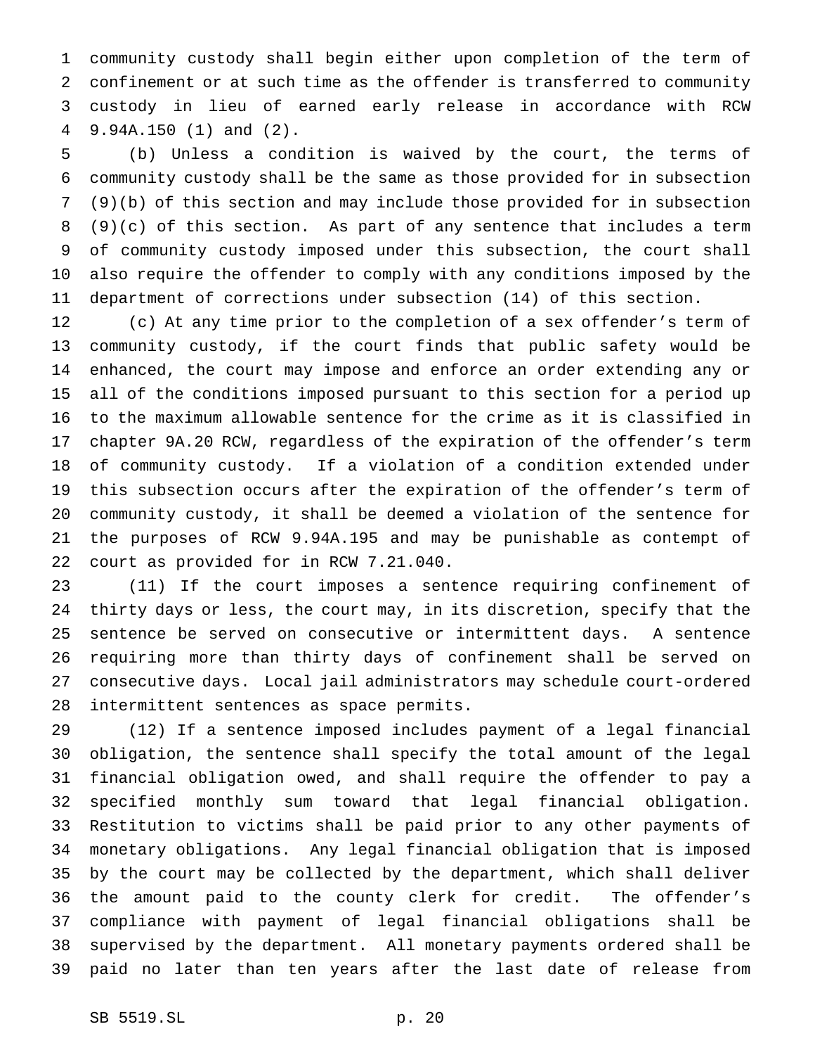community custody shall begin either upon completion of the term of confinement or at such time as the offender is transferred to community custody in lieu of earned early release in accordance with RCW 9.94A.150 (1) and (2).

(b) Unless a condition is waived by the court, the terms of community custody shall be the same as those provided for in subsection (9)(b) of this section and may include those provided for in subsection (9)(c) of this section. As part of any sentence that includes a term of community custody imposed under this subsection, the court shall also require the offender to comply with any conditions imposed by the department of corrections under subsection (14) of this section.

(c) At any time prior to the completion of a sex offender's term of community custody, if the court finds that public safety would be enhanced, the court may impose and enforce an order extending any or all of the conditions imposed pursuant to this section for a period up to the maximum allowable sentence for the crime as it is classified in chapter 9A.20 RCW, regardless of the expiration of the offender's term of community custody. If a violation of a condition extended under this subsection occurs after the expiration of the offender's term of community custody, it shall be deemed a violation of the sentence for the purposes of RCW 9.94A.195 and may be punishable as contempt of court as provided for in RCW 7.21.040.

(11) If the court imposes a sentence requiring confinement of thirty days or less, the court may, in its discretion, specify that the sentence be served on consecutive or intermittent days. A sentence requiring more than thirty days of confinement shall be served on consecutive days. Local jail administrators may schedule court-ordered intermittent sentences as space permits.

(12) If a sentence imposed includes payment of a legal financial obligation, the sentence shall specify the total amount of the legal financial obligation owed, and shall require the offender to pay a specified monthly sum toward that legal financial obligation. Restitution to victims shall be paid prior to any other payments of monetary obligations. Any legal financial obligation that is imposed by the court may be collected by the department, which shall deliver the amount paid to the county clerk for credit. The offender's compliance with payment of legal financial obligations shall be supervised by the department. All monetary payments ordered shall be paid no later than ten years after the last date of release from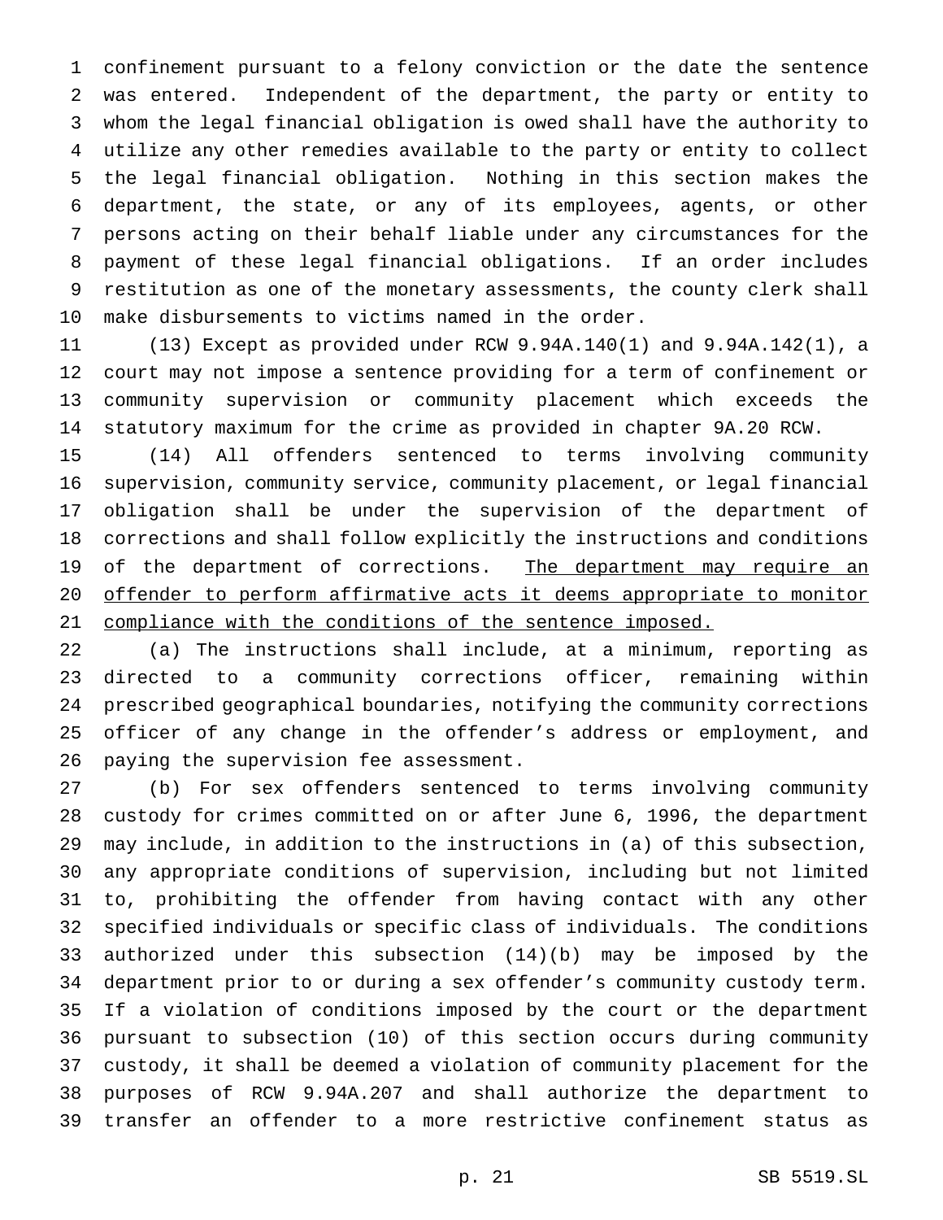confinement pursuant to a felony conviction or the date the sentence was entered. Independent of the department, the party or entity to whom the legal financial obligation is owed shall have the authority to utilize any other remedies available to the party or entity to collect the legal financial obligation. Nothing in this section makes the department, the state, or any of its employees, agents, or other persons acting on their behalf liable under any circumstances for the payment of these legal financial obligations. If an order includes restitution as one of the monetary assessments, the county clerk shall make disbursements to victims named in the order.

(13) Except as provided under RCW 9.94A.140(1) and 9.94A.142(1), a court may not impose a sentence providing for a term of confinement or community supervision or community placement which exceeds the statutory maximum for the crime as provided in chapter 9A.20 RCW.

(14) All offenders sentenced to terms involving community supervision, community service, community placement, or legal financial obligation shall be under the supervision of the department of corrections and shall follow explicitly the instructions and conditions of the department of corrections. <u>The department may require an offender to perform affirmative acts it deems appropriate to monitor compliance with the conditions of the sentence imposed.</u>

(a) The instructions shall include, at a minimum, reporting as directed to a community corrections officer, remaining within prescribed geographical boundaries, notifying the community corrections officer of any change in the offender's address or employment, and paying the supervision fee assessment.

(b) For sex offenders sentenced to terms involving community custody for crimes committed on or after June 6, 1996, the department may include, in addition to the instructions in (a) of this subsection, any appropriate conditions of supervision, including but not limited to, prohibiting the offender from having contact with any other specified individuals or specific class of individuals. The conditions authorized under this subsection (14)(b) may be imposed by the department prior to or during a sex offender's community custody term. If a violation of conditions imposed by the court or the department pursuant to subsection (10) of this section occurs during community custody, it shall be deemed a violation of community placement for the purposes of RCW 9.94A.207 and shall authorize the department to transfer an offender to a more restrictive confinement status as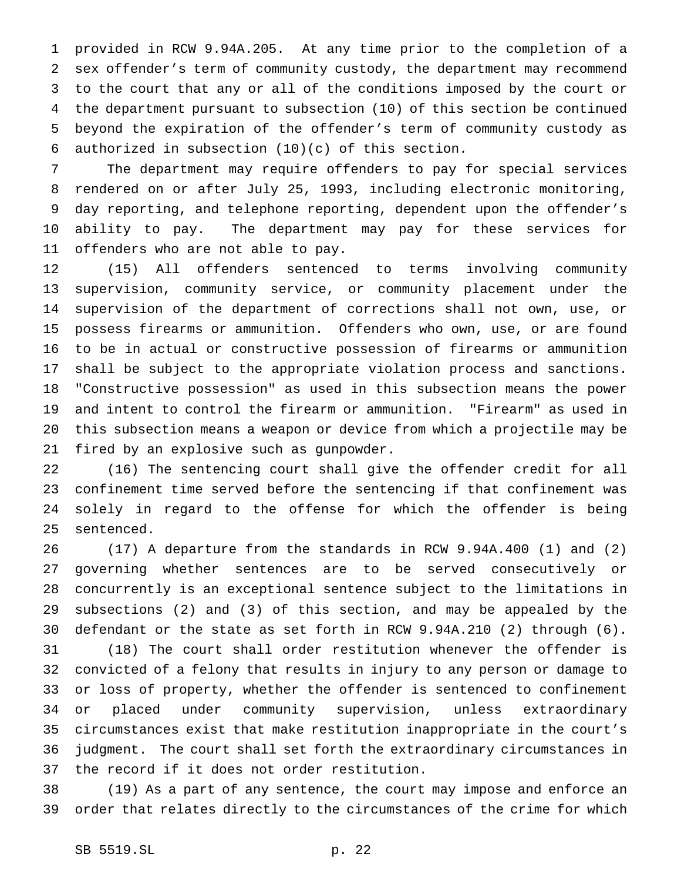provided in RCW 9.94A.205. At any time prior to the completion of a sex offender's term of community custody, the department may recommend to the court that any or all of the conditions imposed by the court or the department pursuant to subsection (10) of this section be continued beyond the expiration of the offender's term of community custody as authorized in subsection (10)(c) of this section.

The department may require offenders to pay for special services rendered on or after July 25, 1993, including electronic monitoring, day reporting, and telephone reporting, dependent upon the offender's ability to pay. The department may pay for these services for offenders who are not able to pay.

(15) All offenders sentenced to terms involving community supervision, community service, or community placement under the supervision of the department of corrections shall not own, use, or possess firearms or ammunition. Offenders who own, use, or are found to be in actual or constructive possession of firearms or ammunition shall be subject to the appropriate violation process and sanctions. "Constructive possession" as used in this subsection means the power and intent to control the firearm or ammunition. "Firearm" as used in this subsection means a weapon or device from which a projectile may be fired by an explosive such as gunpowder.

(16) The sentencing court shall give the offender credit for all confinement time served before the sentencing if that confinement was solely in regard to the offense for which the offender is being sentenced.

(17) A departure from the standards in RCW 9.94A.400 (1) and (2) governing whether sentences are to be served consecutively or concurrently is an exceptional sentence subject to the limitations in subsections (2) and (3) of this section, and may be appealed by the defendant or the state as set forth in RCW 9.94A.210 (2) through (6).

(18) The court shall order restitution whenever the offender is convicted of a felony that results in injury to any person or damage to or loss of property, whether the offender is sentenced to confinement or placed under community supervision, unless extraordinary circumstances exist that make restitution inappropriate in the court's judgment. The court shall set forth the extraordinary circumstances in the record if it does not order restitution.

(19) As a part of any sentence, the court may impose and enforce an order that relates directly to the circumstances of the crime for which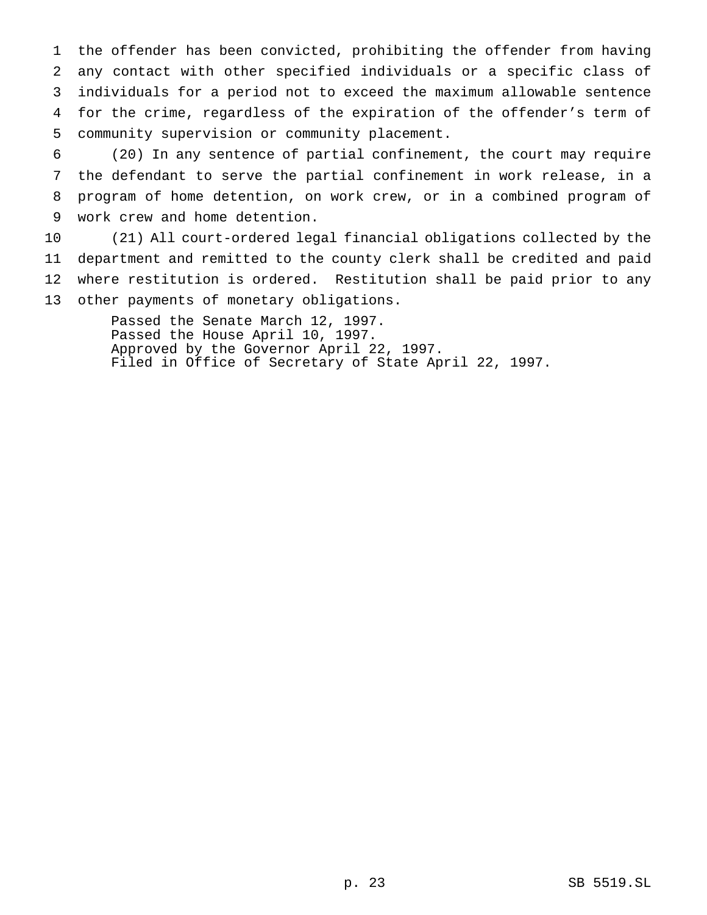the offender has been convicted, prohibiting the offender from having any contact with other specified individuals or a specific class of individuals for a period not to exceed the maximum allowable sentence for the crime, regardless of the expiration of the offender's term of community supervision or community placement.

(20) In any sentence of partial confinement, the court may require the defendant to serve the partial confinement in work release, in a program of home detention, on work crew, or in a combined program of work crew and home detention.

(21) All court-ordered legal financial obligations collected by the department and remitted to the county clerk shall be credited and paid where restitution is ordered. Restitution shall be paid prior to any other payments of monetary obligations.

Passed the Senate March 12, 1997.
Passed the House April 10, 1997.
Approved by the Governor April 22, 1997.
Filed in Office of Secretary of State April 22, 1997.